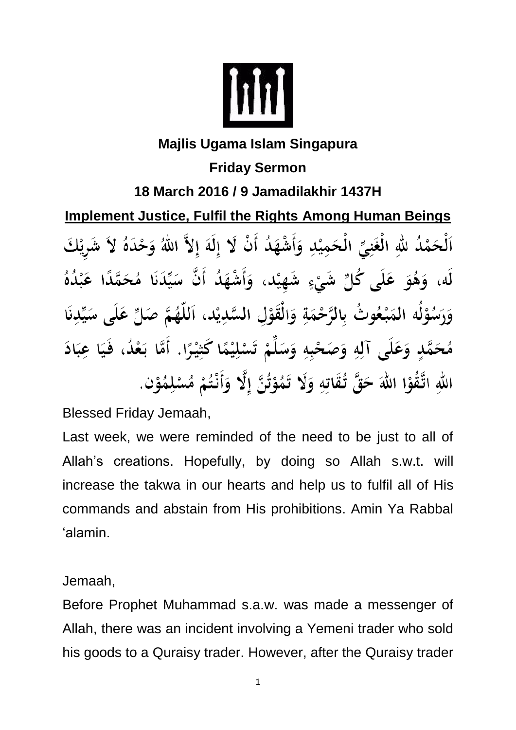**Majlis Ugama Islam Singapura**

**Friday Sermon**

**18 March 2016 / 9 Jamadilakhir 1437H**

## Implement Justice, Fulfil the Rights Among Human Beings

اَلْحَمْدُ لِلّٰهِ الْغَنِيِّ الْحَمِيْدِ وَأَشْهَدُ أَنْ لَا إِلَهَ إِلاَّ اللهُ وَحْدَهُ لاَ شَرِيْكَ لَه، وَهُوَ عَلَى كُلِّ شَيْءٍ شَهِيْد، وَأَشْهَدُ أَنَّ سَيِّدَنَا مُحَمَّدًا عَبْدُهُ وَرَسُوْلُه المَبْعُوثُ بِالرَّحْمَةِ وَالْقَوْلِ السَّدِيْد، اَللّٰهُمَّ صَلِّ عَلَى سَيِّدِنَا مُحَمَّدٍ وَعَلَى آلِهِ وَصَحْبِهِ وَسَلِّمْ تَسْلِيْمًا كَثِيْرًا. أَمَّا بَعْدُ، فَيَا عِبَادَ اللهِ اتَّقُوْا اللهَ حَقَّ تُقَاتِهِ وَلَا تَمُوْتُنَّ إِلَّا وَأَنْتُمْ مُسْلِمُوْن.

Blessed Friday Jemaah,

Last week, we were reminded of the need to be just to all of Allah's creations. Hopefully, by doing so Allah s.w.t. will increase the takwa in our hearts and help us to fulfil all of His commands and abstain from His prohibitions. Amin Ya Rabbal 'alamin.

Jemaah,

Before Prophet Muhammad s.a.w. was made a messenger of Allah, there was an incident involving a Yemeni trader who sold his goods to a Quraisy trader. However, after the Quraisy trader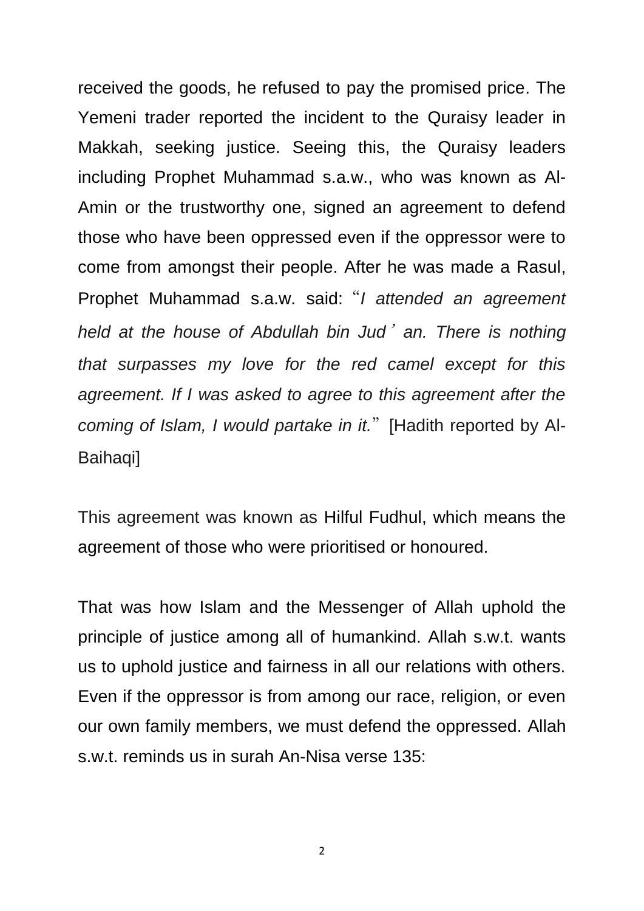received the goods, he refused to pay the promised price. The Yemeni trader reported the incident to the Quraisy leader in Makkah, seeking justice. Seeing this, the Quraisy leaders including Prophet Muhammad s.a.w., who was known as Al-Amin or the trustworthy one, signed an agreement to defend those who have been oppressed even if the oppressor were to come from amongst their people. After he was made a Rasul, Prophet Muhammad s.a.w. said: "*I attended an agreement held at the house of Abdullah bin Jud'an. There is nothing that surpasses my love for the red camel except for this agreement. If I was asked to agree to this agreement after the coming of Islam, I would partake in it.*" [Hadith reported by Al-Baihaqi]

This agreement was known as Hilful Fudhul, which means the agreement of those who were prioritised or honoured.

That was how Islam and the Messenger of Allah uphold the principle of justice among all of humankind. Allah s.w.t. wants us to uphold justice and fairness in all our relations with others. Even if the oppressor is from among our race, religion, or even our own family members, we must defend the oppressed. Allah s.w.t. reminds us in surah An-Nisa verse 135: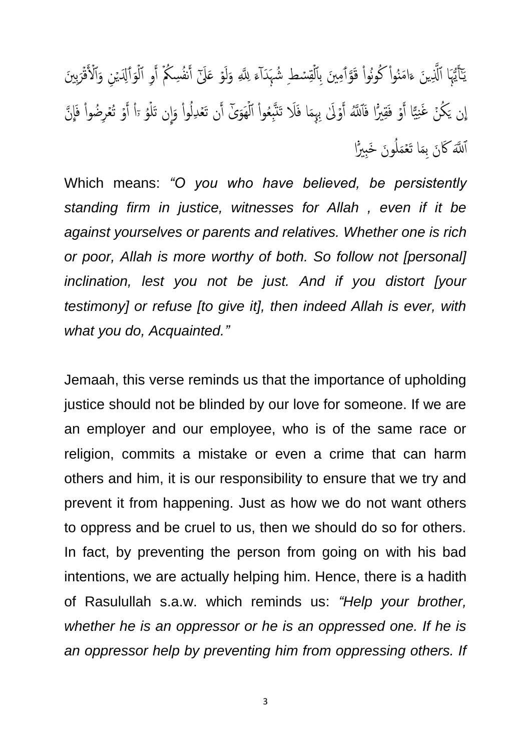يَٰٓأَيُّهَا ٱلَّذِينَ ءَامَنُواْ كُونُواْ قَوَّٰمِينَ بِٱلۡقِسۡطِ شُهَدَآءَ لِلَّهِ وَلَوۡ عَلَىٰٓ أَنفُسِكُمۡ أَوِ ٱلۡوَٰلِدَيۡنِ وَٱلۡأَقۡرَبِينَ إِن يَكُنۡ غَنِيًّا أَوۡ فَقِيرٗا فَٱللَّهُ أَوۡلَىٰ بِهِمَاۖ فَلَا تَتَّبِعُواْ ٱلۡهَوَىٰٓ أَن تَعۡدِلُواْۚ وَإِن تَلۡوُۥٓاْ أَوۡ تُعۡرِضُواْ فَإِنَّ ٱللَّهَ كَانَ بِمَا تَعۡمَلُونَ خَبِيرٗا

Which means: *“O you who have believed, be persistently standing firm in justice, witnesses for Allah , even if it be against yourselves or parents and relatives. Whether one is rich or poor, Allah is more worthy of both. So follow not [personal] inclination, lest you not be just. And if you distort [your testimony] or refuse [to give it], then indeed Allah is ever, with what you do, Acquainted.”*

Jemaah, this verse reminds us that the importance of upholding justice should not be blinded by our love for someone. If we are an employer and our employee, who is of the same race or religion, commits a mistake or even a crime that can harm others and him, it is our responsibility to ensure that we try and prevent it from happening. Just as how we do not want others to oppress and be cruel to us, then we should do so for others. In fact, by preventing the person from going on with his bad intentions, we are actually helping him. Hence, there is a hadith of Rasulullah s.a.w. which reminds us: *“Help your brother, whether he is an oppressor or he is an oppressed one. If he is an oppressor help by preventing him from oppressing others. If*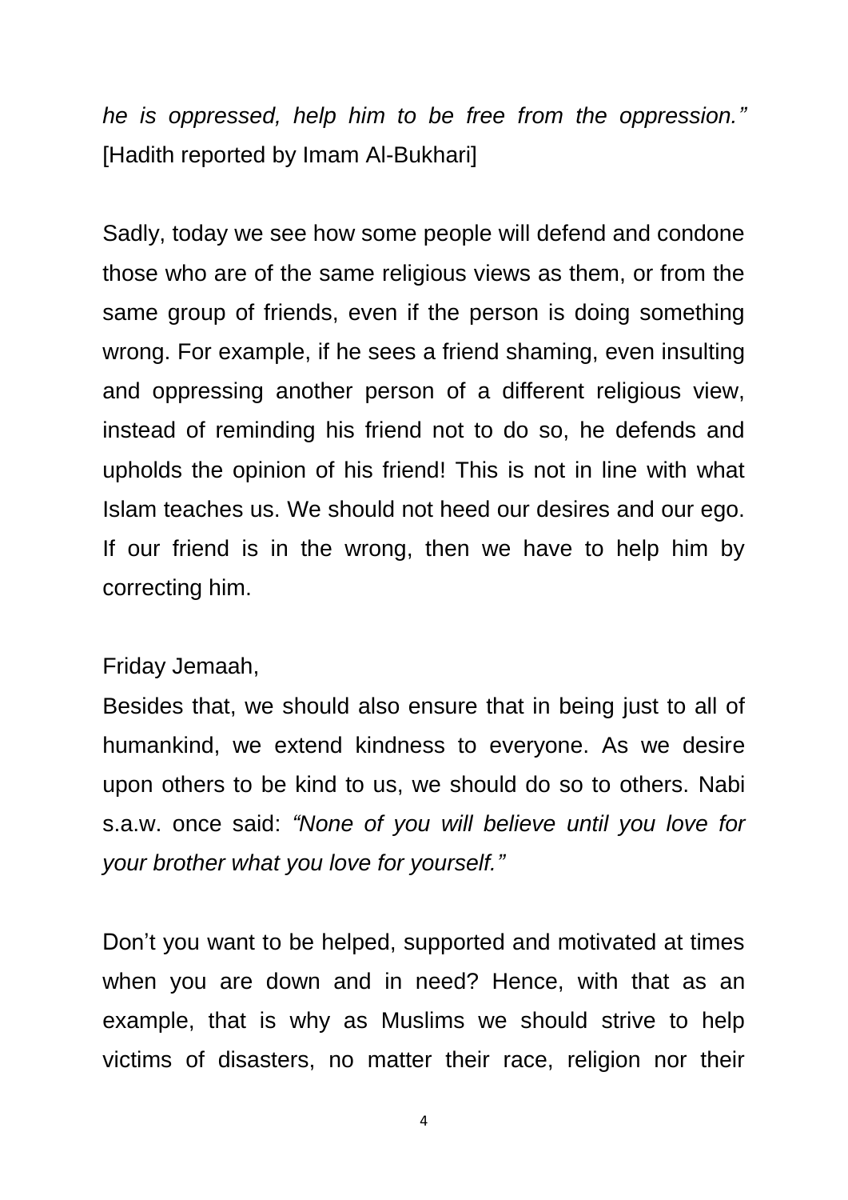*he is oppressed, help him to be free from the oppression."* [Hadith reported by Imam Al-Bukhari]

Sadly, today we see how some people will defend and condone those who are of the same religious views as them, or from the same group of friends, even if the person is doing something wrong. For example, if he sees a friend shaming, even insulting and oppressing another person of a different religious view, instead of reminding his friend not to do so, he defends and upholds the opinion of his friend! This is not in line with what Islam teaches us. We should not heed our desires and our ego. If our friend is in the wrong, then we have to help him by correcting him.

Friday Jemaah,

Besides that, we should also ensure that in being just to all of humankind, we extend kindness to everyone. As we desire upon others to be kind to us, we should do so to others. Nabi s.a.w. once said: *"None of you will believe until you love for your brother what you love for yourself."*

Don't you want to be helped, supported and motivated at times when you are down and in need? Hence, with that as an example, that is why as Muslims we should strive to help victims of disasters, no matter their race, religion nor their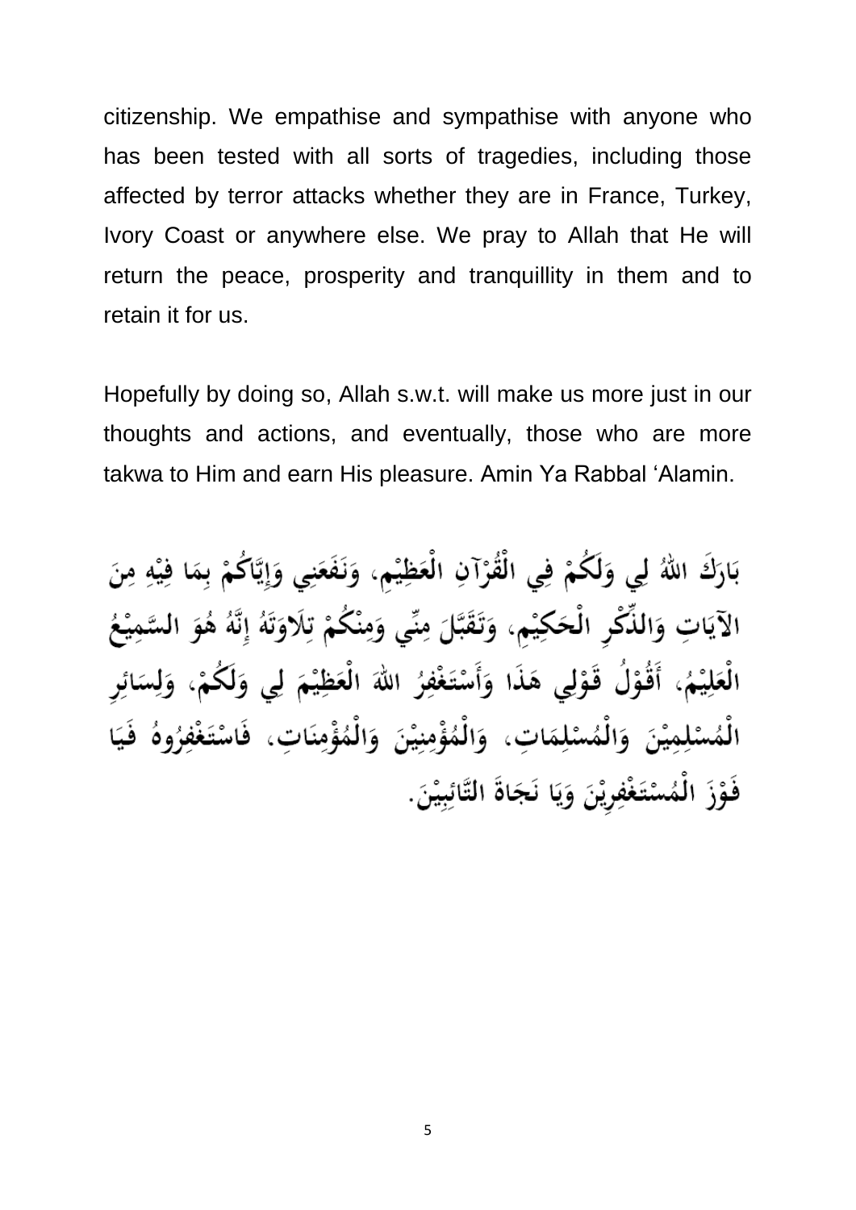citizenship. We empathise and sympathise with anyone who has been tested with all sorts of tragedies, including those affected by terror attacks whether they are in France, Turkey, Ivory Coast or anywhere else. We pray to Allah that He will return the peace, prosperity and tranquillity in them and to retain it for us.

Hopefully by doing so, Allah s.w.t. will make us more just in our thoughts and actions, and eventually, those who are more takwa to Him and earn His pleasure. Amin Ya Rabbal ‘Alamin.

بَارَكَ اللهُ لِي وَلَكُمْ فِي الْقُرْآنِ الْعَظِيْمِ، وَنَفَعَنِي وَإِيَّاكُمْ بِمَا فِيْهِ مِنَ الآيَاتِ وَالذِّكْرِ الْحَكِيْمِ، وَتَقَبَّلَ مِنِّي وَمِنْكُمْ تِلَاوَتَهُ إِنَّهُ هُوَ السَّمِيْعُ الْعَلِيْمُ، أَقُوْلُ قَوْلِي هَذَا وَأَسْتَغْفِرُ اللهَ الْعَظِيْمَ لِي وَلَكُمْ، وَلِسَائِرِ الْمُسْلِمِيْنَ وَالْمُسْلِمَاتِ، وَالْمُؤْمِنِيْنَ وَالْمُؤْمِنَاتِ، فَاسْتَغْفِرُوهُ فَيَا فَوْزَ الْمُسْتَغْفِرِيْنَ وَيَا نَجَاةَ التَّائِبِيْنَ.